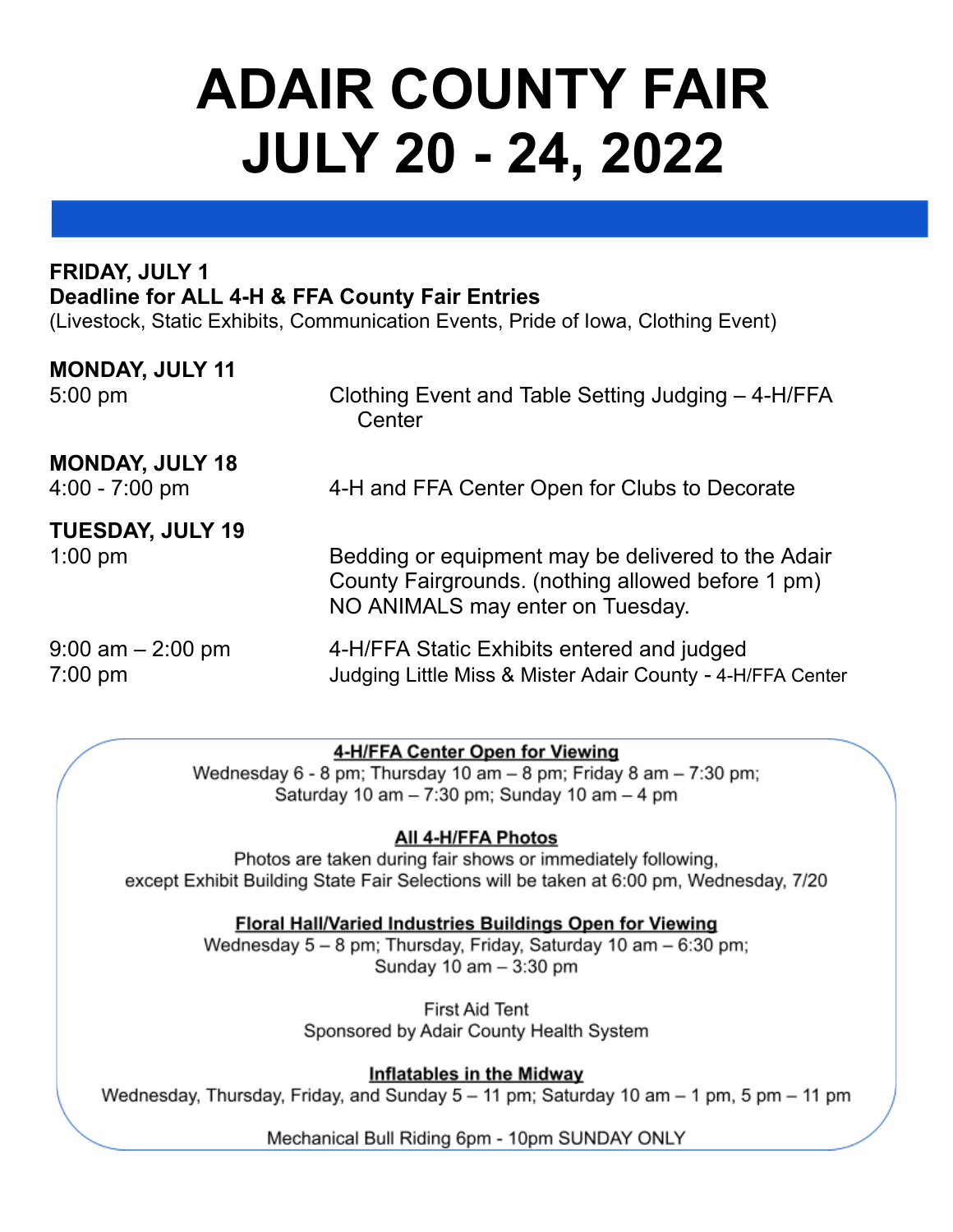# ADAIR COUNTY FAIR JULY 20 - 24, 2022

**FRIDAY, JULY 1**
**Deadline for ALL 4-H & FFA County Fair Entries**
(Livestock, Static Exhibits, Communication Events, Pride of Iowa, Clothing Event)

**MONDAY, JULY 11**

| | |
|---|---|
| 5:00 pm | Clothing Event and Table Setting Judging – 4-H/FFA Center |

**MONDAY, JULY 18**

| | |
|---|---|
| 4:00 - 7:00 pm | 4-H and FFA Center Open for Clubs to Decorate |

**TUESDAY, JULY 19**

| | |
|---|---|
| 1:00 pm | Bedding or equipment may be delivered to the Adair County Fairgrounds. (nothing allowed before 1 pm) NO ANIMALS may enter on Tuesday. |
| 9:00 am – 2:00 pm | 4-H/FFA Static Exhibits entered and judged |
| 7:00 pm | Judging Little Miss & Mister Adair County - 4-H/FFA Center |

**4-H/FFA Center Open for Viewing**
Wednesday 6 - 8 pm; Thursday 10 am – 8 pm; Friday 8 am – 7:30 pm; Saturday 10 am – 7:30 pm; Sunday 10 am – 4 pm

**All 4-H/FFA Photos**
Photos are taken during fair shows or immediately following, except Exhibit Building State Fair Selections will be taken at 6:00 pm, Wednesday, 7/20

**Floral Hall/Varied Industries Buildings Open for Viewing**
Wednesday 5 – 8 pm; Thursday, Friday, Saturday 10 am – 6:30 pm; Sunday 10 am – 3:30 pm

First Aid Tent
Sponsored by Adair County Health System

**Inflatables in the Midway**
Wednesday, Thursday, Friday, and Sunday 5 – 11 pm; Saturday 10 am – 1 pm, 5 pm – 11 pm

Mechanical Bull Riding 6pm - 10pm SUNDAY ONLY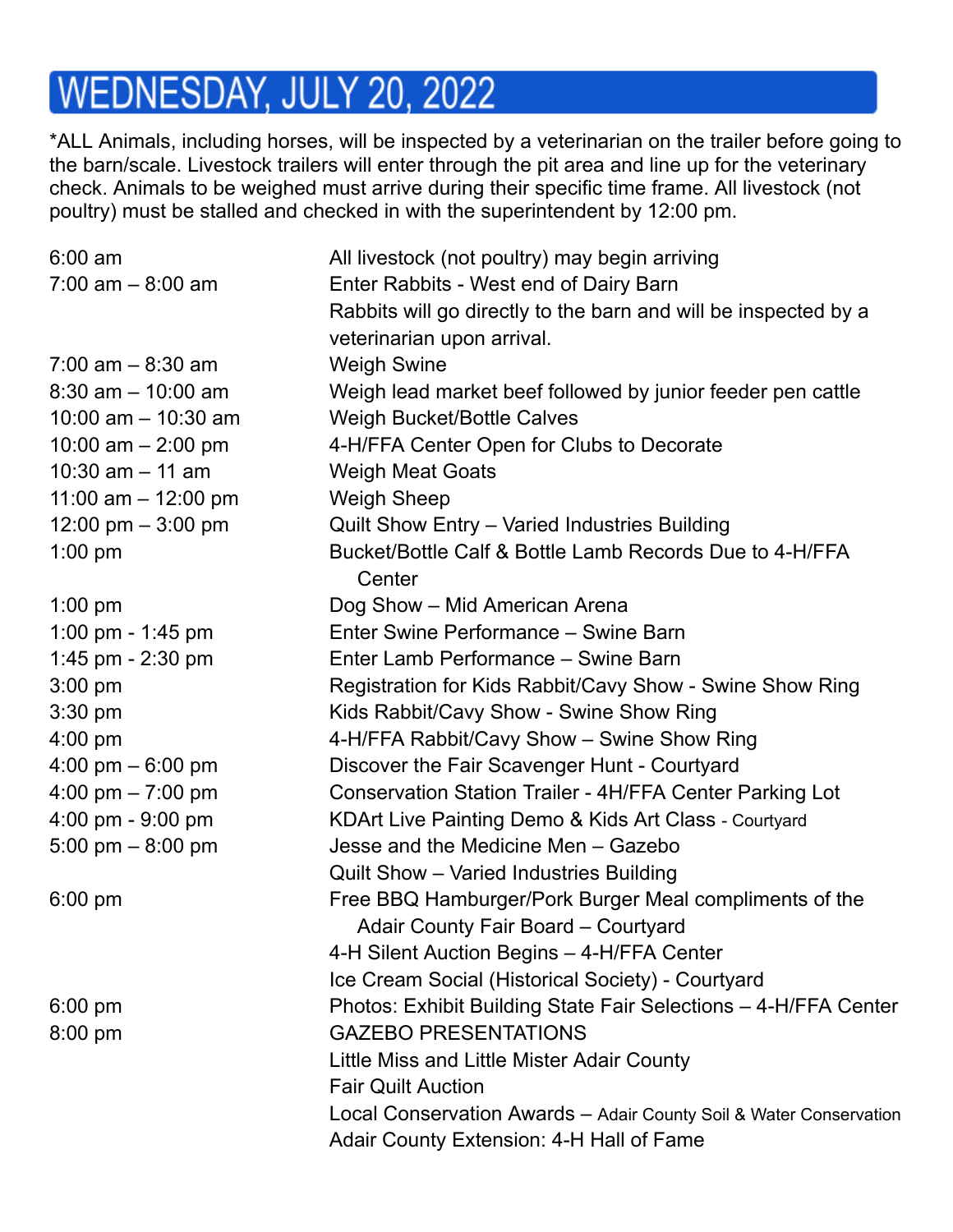# WEDNESDAY, JULY 20, 2022

*ALL Animals, including horses, will be inspected by a veterinarian on the trailer before going to the barn/scale. Livestock trailers will enter through the pit area and line up for the veterinary check. Animals to be weighed must arrive during their specific time frame. All livestock (not poultry) must be stalled and checked in with the superintendent by 12:00 pm.

| | |
|---|---|
| 6:00 am | All livestock (not poultry) may begin arriving |
| 7:00 am – 8:00 am | Enter Rabbits - West end of Dairy Barn<br>Rabbits will go directly to the barn and will be inspected by a veterinarian upon arrival. |
| 7:00 am – 8:30 am | Weigh Swine |
| 8:30 am – 10:00 am | Weigh lead market beef followed by junior feeder pen cattle |
| 10:00 am – 10:30 am | Weigh Bucket/Bottle Calves |
| 10:00 am – 2:00 pm | 4-H/FFA Center Open for Clubs to Decorate |
| 10:30 am – 11 am | Weigh Meat Goats |
| 11:00 am – 12:00 pm | Weigh Sheep |
| 12:00 pm – 3:00 pm | Quilt Show Entry – Varied Industries Building |
| 1:00 pm | Bucket/Bottle Calf & Bottle Lamb Records Due to 4-H/FFA Center |
| 1:00 pm | Dog Show – Mid American Arena |
| 1:00 pm - 1:45 pm | Enter Swine Performance – Swine Barn |
| 1:45 pm - 2:30 pm | Enter Lamb Performance – Swine Barn |
| 3:00 pm | Registration for Kids Rabbit/Cavy Show - Swine Show Ring |
| 3:30 pm | Kids Rabbit/Cavy Show - Swine Show Ring |
| 4:00 pm | 4-H/FFA Rabbit/Cavy Show – Swine Show Ring |
| 4:00 pm – 6:00 pm | Discover the Fair Scavenger Hunt - Courtyard |
| 4:00 pm – 7:00 pm | Conservation Station Trailer - 4H/FFA Center Parking Lot |
| 4:00 pm - 9:00 pm | KDArt Live Painting Demo & Kids Art Class - Courtyard |
| 5:00 pm – 8:00 pm | Jesse and the Medicine Men – Gazebo<br>Quilt Show – Varied Industries Building |
| 6:00 pm | Free BBQ Hamburger/Pork Burger Meal compliments of the Adair County Fair Board – Courtyard<br>4-H Silent Auction Begins – 4-H/FFA Center<br>Ice Cream Social (Historical Society) - Courtyard |
| 6:00 pm | Photos: Exhibit Building State Fair Selections – 4-H/FFA Center |
| 8:00 pm | GAZEBO PRESENTATIONS<br>Little Miss and Little Mister Adair County<br>Fair Quilt Auction<br>Local Conservation Awards – Adair County Soil & Water Conservation<br>Adair County Extension: 4-H Hall of Fame |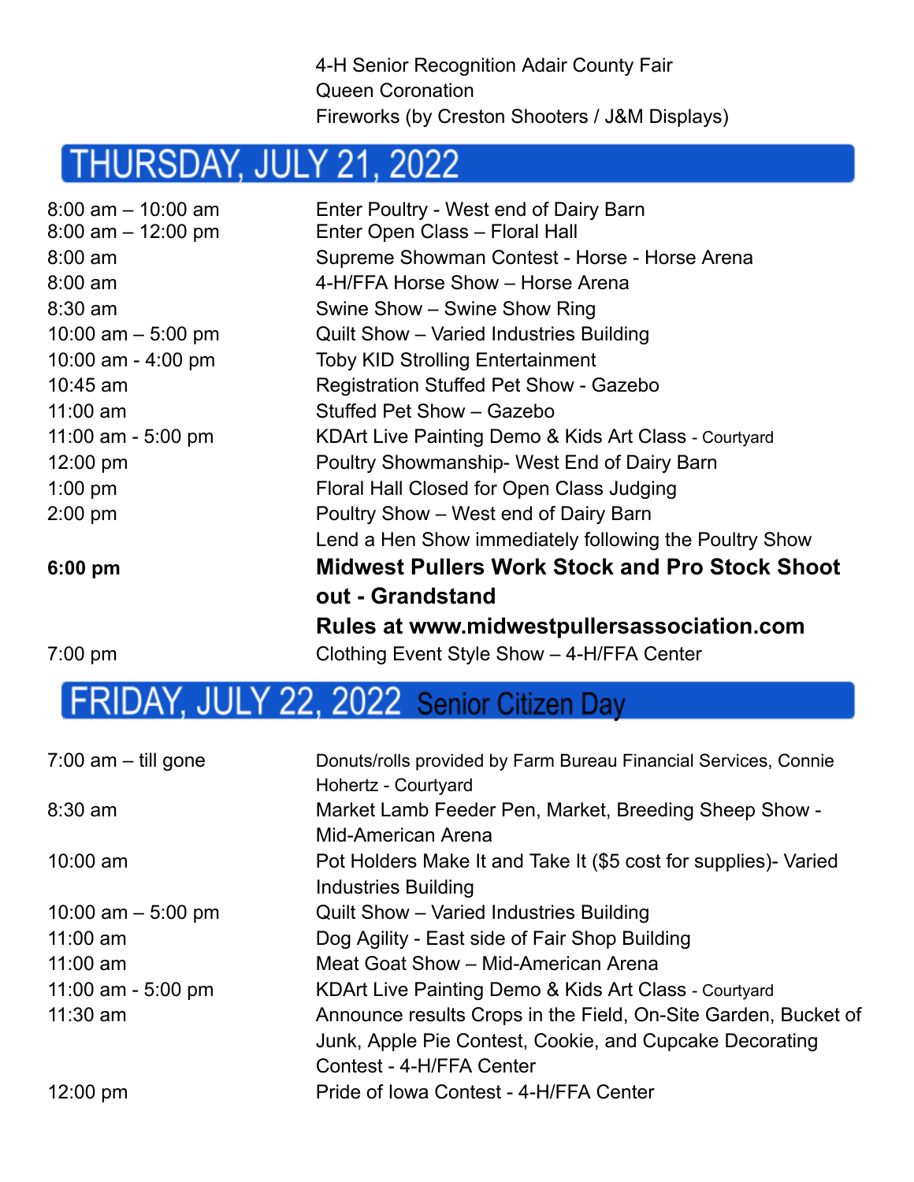4-H Senior Recognition Adair County Fair
Queen Coronation
Fireworks (by Creston Shooters / J&M Displays)

## THURSDAY, JULY 21, 2022

| | |
|---|---|
| 8:00 am – 10:00 am | Enter Poultry - West end of Dairy Barn |
| 8:00 am – 12:00 pm | Enter Open Class – Floral Hall |
| 8:00 am | Supreme Showman Contest - Horse - Horse Arena |
| 8:00 am | 4-H/FFA Horse Show – Horse Arena |
| 8:30 am | Swine Show – Swine Show Ring |
| 10:00 am – 5:00 pm | Quilt Show – Varied Industries Building |
| 10:00 am - 4:00 pm | Toby KID Strolling Entertainment |
| 10:45 am | Registration Stuffed Pet Show - Gazebo |
| 11:00 am | Stuffed Pet Show – Gazebo |
| 11:00 am - 5:00 pm | KDArt Live Painting Demo & Kids Art Class - Courtyard |
| 12:00 pm | Poultry Showmanship- West End of Dairy Barn |
| 1:00 pm | Floral Hall Closed for Open Class Judging |
| 2:00 pm | Poultry Show – West end of Dairy Barn |
| | Lend a Hen Show immediately following the Poultry Show |
| **6:00 pm** | **Midwest Pullers Work Stock and Pro Stock Shoot out - Grandstand** **Rules at www.midwestpullersassociation.com** |
| 7:00 pm | Clothing Event Style Show – 4-H/FFA Center |

## FRIDAY, JULY 22, 2022 Senior Citizen Day

| | |
|---|---|
| 7:00 am – till gone | Donuts/rolls provided by Farm Bureau Financial Services, Connie Hohertz - Courtyard |
| 8:30 am | Market Lamb Feeder Pen, Market, Breeding Sheep Show - Mid-American Arena |
| 10:00 am | Pot Holders Make It and Take It ($5 cost for supplies)- Varied Industries Building |
| 10:00 am – 5:00 pm | Quilt Show – Varied Industries Building |
| 11:00 am | Dog Agility - East side of Fair Shop Building |
| 11:00 am | Meat Goat Show – Mid-American Arena |
| 11:00 am - 5:00 pm | KDArt Live Painting Demo & Kids Art Class - Courtyard |
| 11:30 am | Announce results Crops in the Field, On-Site Garden, Bucket of Junk, Apple Pie Contest, Cookie, and Cupcake Decorating Contest - 4-H/FFA Center |
| 12:00 pm | Pride of Iowa Contest - 4-H/FFA Center |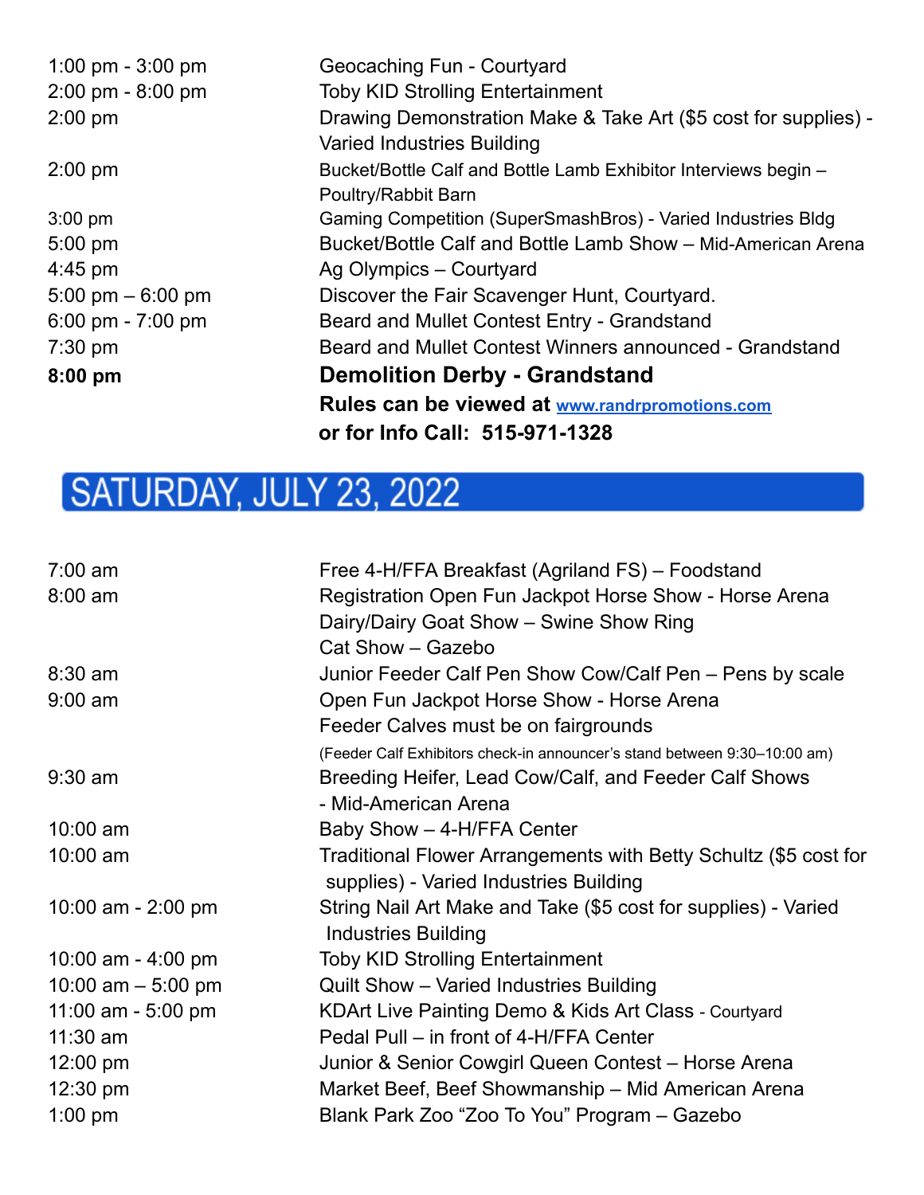| | |
|---|---|
| 1:00 pm - 3:00 pm | Geocaching Fun - Courtyard |
| 2:00 pm - 8:00 pm | Toby KID Strolling Entertainment |
| 2:00 pm | Drawing Demonstration Make & Take Art ($5 cost for supplies) - Varied Industries Building |
| 2:00 pm | Bucket/Bottle Calf and Bottle Lamb Exhibitor Interviews begin – Poultry/Rabbit Barn |
| 3:00 pm | Gaming Competition (SuperSmashBros) - Varied Industries Bldg |
| 5:00 pm | Bucket/Bottle Calf and Bottle Lamb Show – Mid-American Arena |
| 4:45 pm | Ag Olympics – Courtyard |
| 5:00 pm – 6:00 pm | Discover the Fair Scavenger Hunt, Courtyard. |
| 6:00 pm - 7:00 pm | Beard and Mullet Contest Entry - Grandstand |
| 7:30 pm | Beard and Mullet Contest Winners announced - Grandstand |
| **8:00 pm** | **Demolition Derby - Grandstand** |
| | **Rules can be viewed at [www.randrpromotions.com](http://www.randrpromotions.com)** |
| | **or for Info Call: 515-971-1328** |

## SATURDAY, JULY 23, 2022

| | |
|---|---|
| 7:00 am | Free 4-H/FFA Breakfast (Agriland FS) – Foodstand |
| 8:00 am | Registration Open Fun Jackpot Horse Show - Horse Arena |
| | Dairy/Dairy Goat Show – Swine Show Ring |
| | Cat Show – Gazebo |
| 8:30 am | Junior Feeder Calf Pen Show Cow/Calf Pen – Pens by scale |
| 9:00 am | Open Fun Jackpot Horse Show - Horse Arena |
| | Feeder Calves must be on fairgrounds |
| | (Feeder Calf Exhibitors check-in announcer's stand between 9:30–10:00 am) |
| 9:30 am | Breeding Heifer, Lead Cow/Calf, and Feeder Calf Shows - Mid-American Arena |
| 10:00 am | Baby Show – 4-H/FFA Center |
| 10:00 am | Traditional Flower Arrangements with Betty Schultz ($5 cost for supplies) - Varied Industries Building |
| 10:00 am - 2:00 pm | String Nail Art Make and Take ($5 cost for supplies) - Varied Industries Building |
| 10:00 am - 4:00 pm | Toby KID Strolling Entertainment |
| 10:00 am – 5:00 pm | Quilt Show – Varied Industries Building |
| 11:00 am - 5:00 pm | KDArt Live Painting Demo & Kids Art Class - Courtyard |
| 11:30 am | Pedal Pull – in front of 4-H/FFA Center |
| 12:00 pm | Junior & Senior Cowgirl Queen Contest – Horse Arena |
| 12:30 pm | Market Beef, Beef Showmanship – Mid American Arena |
| 1:00 pm | Blank Park Zoo "Zoo To You" Program – Gazebo |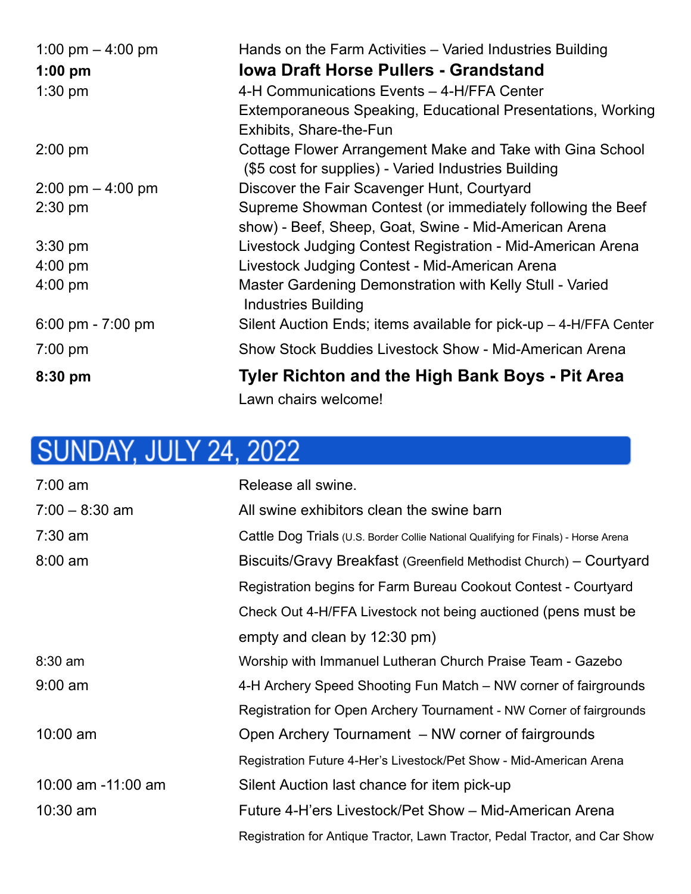| | |
|---|---|
| 1:00 pm – 4:00 pm | Hands on the Farm Activities – Varied Industries Building |
| **1:00 pm** | **Iowa Draft Horse Pullers - Grandstand** |
| 1:30 pm | 4-H Communications Events – 4-H/FFA Center<br>Extemporaneous Speaking, Educational Presentations, Working Exhibits, Share-the-Fun |
| 2:00 pm | Cottage Flower Arrangement Make and Take with Gina School ($5 cost for supplies) - Varied Industries Building |
| 2:00 pm – 4:00 pm | Discover the Fair Scavenger Hunt, Courtyard |
| 2:30 pm | Supreme Showman Contest (or immediately following the Beef show) - Beef, Sheep, Goat, Swine - Mid-American Arena |
| 3:30 pm | Livestock Judging Contest Registration - Mid-American Arena |
| 4:00 pm | Livestock Judging Contest - Mid-American Arena |
| 4:00 pm | Master Gardening Demonstration with Kelly Stull - Varied Industries Building |
| 6:00 pm - 7:00 pm | Silent Auction Ends; items available for pick-up – 4-H/FFA Center |
| 7:00 pm | Show Stock Buddies Livestock Show - Mid-American Arena |
| **8:30 pm** | **Tyler Richton and the High Bank Boys - Pit Area**<br>Lawn chairs welcome! |

## SUNDAY, JULY 24, 2022

| | |
|---|---|
| 7:00 am | Release all swine. |
| 7:00 – 8:30 am | All swine exhibitors clean the swine barn |
| 7:30 am | Cattle Dog Trials (U.S. Border Collie National Qualifying for Finals) - Horse Arena |
| 8:00 am | Biscuits/Gravy Breakfast (Greenfield Methodist Church) – Courtyard<br>Registration begins for Farm Bureau Cookout Contest - Courtyard<br>Check Out 4-H/FFA Livestock not being auctioned (pens must be empty and clean by 12:30 pm) |
| 8:30 am | Worship with Immanuel Lutheran Church Praise Team - Gazebo |
| 9:00 am | 4-H Archery Speed Shooting Fun Match – NW corner of fairgrounds<br>Registration for Open Archery Tournament - NW Corner of fairgrounds |
| 10:00 am | Open Archery Tournament – NW corner of fairgrounds<br>Registration Future 4-Her's Livestock/Pet Show - Mid-American Arena |
| 10:00 am -11:00 am | Silent Auction last chance for item pick-up |
| 10:30 am | Future 4-H'ers Livestock/Pet Show – Mid-American Arena<br>Registration for Antique Tractor, Lawn Tractor, Pedal Tractor, and Car Show |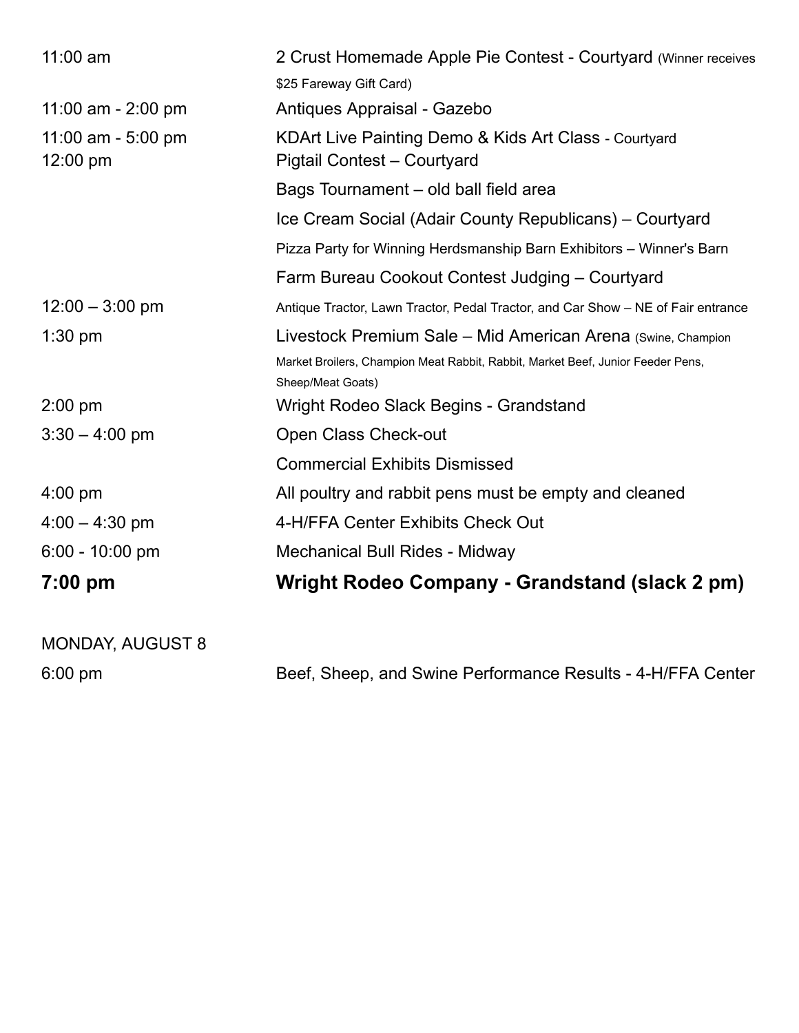| | |
|---|---|
| 11:00 am | 2 Crust Homemade Apple Pie Contest - Courtyard (Winner receives $25 Fareway Gift Card) |
| 11:00 am - 2:00 pm | Antiques Appraisal - Gazebo |
| 11:00 am - 5:00 pm | KDArt Live Painting Demo & Kids Art Class - Courtyard |
| 12:00 pm | Pigtail Contest – Courtyard |
| | Bags Tournament – old ball field area |
| | Ice Cream Social (Adair County Republicans) – Courtyard |
| | Pizza Party for Winning Herdsmanship Barn Exhibitors – Winner's Barn |
| | Farm Bureau Cookout Contest Judging – Courtyard |
| 12:00 – 3:00 pm | Antique Tractor, Lawn Tractor, Pedal Tractor, and Car Show – NE of Fair entrance |
| 1:30 pm | Livestock Premium Sale – Mid American Arena (Swine, Champion Market Broilers, Champion Meat Rabbit, Rabbit, Market Beef, Junior Feeder Pens, Sheep/Meat Goats) |
| 2:00 pm | Wright Rodeo Slack Begins - Grandstand |
| 3:30 – 4:00 pm | Open Class Check-out |
| | Commercial Exhibits Dismissed |
| 4:00 pm | All poultry and rabbit pens must be empty and cleaned |
| 4:00 – 4:30 pm | 4-H/FFA Center Exhibits Check Out |
| 6:00 - 10:00 pm | Mechanical Bull Rides - Midway |
| **7:00 pm** | **Wright Rodeo Company - Grandstand (slack 2 pm)** |

MONDAY, AUGUST 8

| | |
|---|---|
| 6:00 pm | Beef, Sheep, and Swine Performance Results - 4-H/FFA Center |